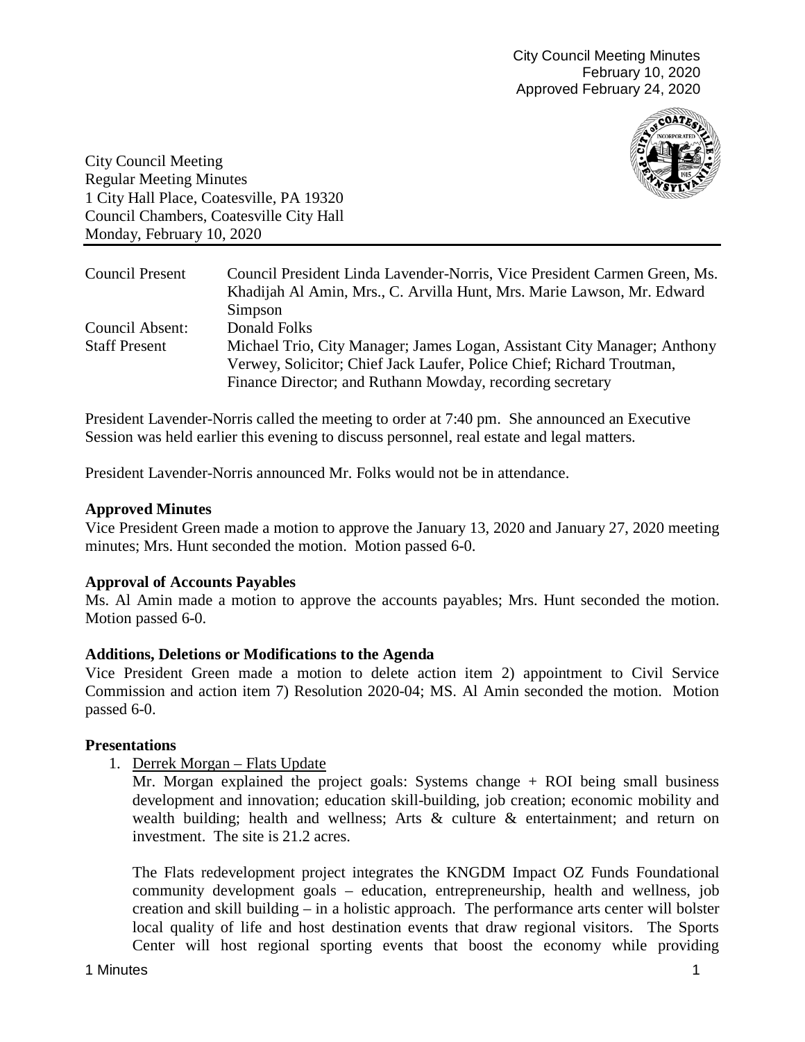City Council Meeting Minutes
February 10, 2020
Approved February 24, 2020

City Council Meeting
Regular Meeting Minutes
1 City Hall Place, Coatesville, PA 19320
Council Chambers, Coatesville City Hall
Monday, February 10, 2020

| | |
|---|---|
| Council Present | Council President Linda Lavender-Norris, Vice President Carmen Green, Ms. Khadijah Al Amin, Mrs., C. Arvilla Hunt, Mrs. Marie Lawson, Mr. Edward Simpson |
| Council Absent: | Donald Folks |
| Staff Present | Michael Trio, City Manager; James Logan, Assistant City Manager; Anthony Verwey, Solicitor; Chief Jack Laufer, Police Chief; Richard Troutman, Finance Director; and Ruthann Mowday, recording secretary |

President Lavender-Norris called the meeting to order at 7:40 pm. She announced an Executive Session was held earlier this evening to discuss personnel, real estate and legal matters.

President Lavender-Norris announced Mr. Folks would not be in attendance.

**Approved Minutes**
Vice President Green made a motion to approve the January 13, 2020 and January 27, 2020 meeting minutes; Mrs. Hunt seconded the motion. Motion passed 6-0.

**Approval of Accounts Payables**
Ms. Al Amin made a motion to approve the accounts payables; Mrs. Hunt seconded the motion. Motion passed 6-0.

**Additions, Deletions or Modifications to the Agenda**
Vice President Green made a motion to delete action item 2) appointment to Civil Service Commission and action item 7) Resolution 2020-04; MS. Al Amin seconded the motion. Motion passed 6-0.

**Presentations**

1. Derrek Morgan – Flats Update
   Mr. Morgan explained the project goals: Systems change + ROI being small business development and innovation; education skill-building, job creation; economic mobility and wealth building; health and wellness; Arts & culture & entertainment; and return on investment. The site is 21.2 acres.

   The Flats redevelopment project integrates the KNGDM Impact OZ Funds Foundational community development goals – education, entrepreneurship, health and wellness, job creation and skill building – in a holistic approach. The performance arts center will bolster local quality of life and host destination events that draw regional visitors. The Sports Center will host regional sporting events that boost the economy while providing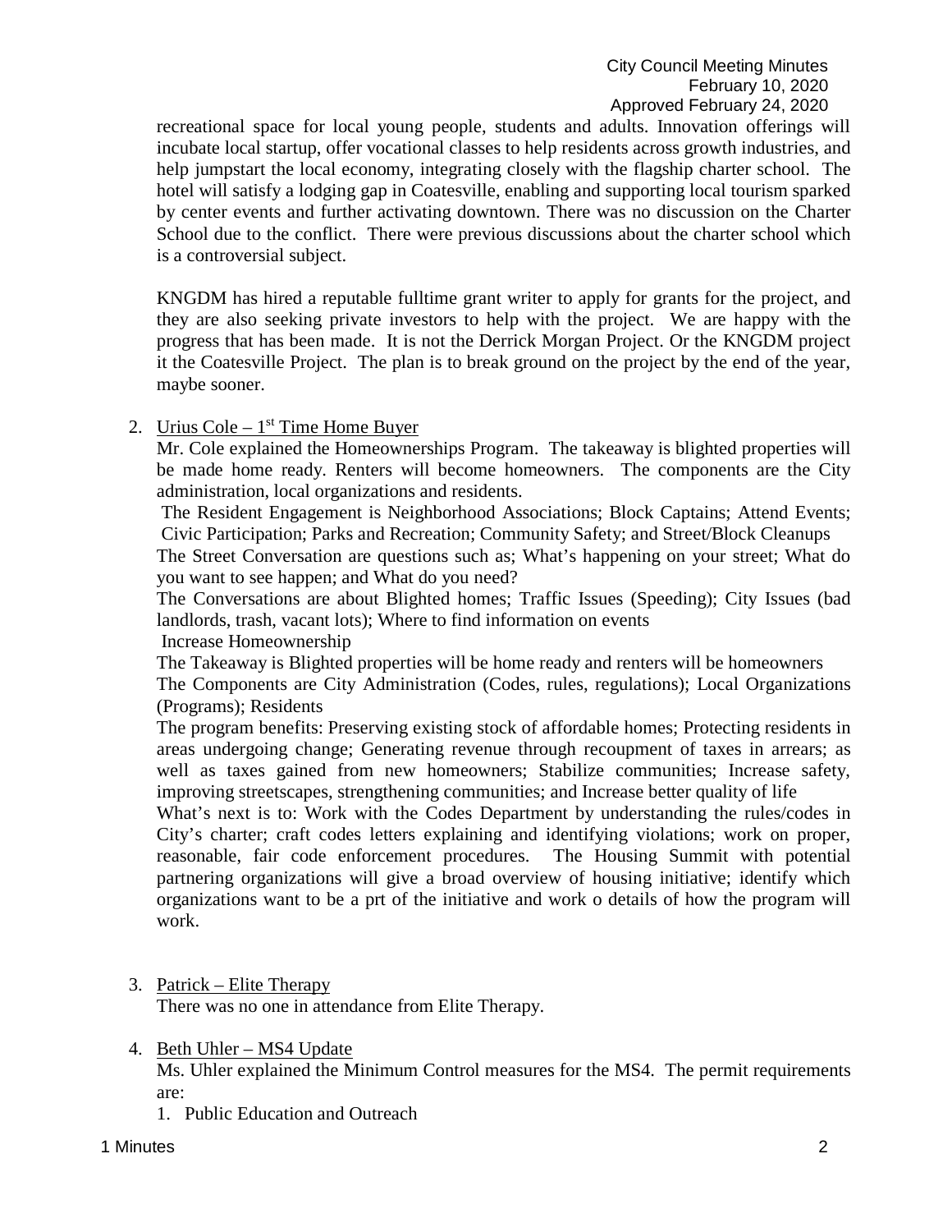recreational space for local young people, students and adults. Innovation offerings will incubate local startup, offer vocational classes to help residents across growth industries, and help jumpstart the local economy, integrating closely with the flagship charter school. The hotel will satisfy a lodging gap in Coatesville, enabling and supporting local tourism sparked by center events and further activating downtown. There was no discussion on the Charter School due to the conflict. There were previous discussions about the charter school which is a controversial subject.

KNGDM has hired a reputable fulltime grant writer to apply for grants for the project, and they are also seeking private investors to help with the project. We are happy with the progress that has been made. It is not the Derrick Morgan Project. Or the KNGDM project it the Coatesville Project. The plan is to break ground on the project by the end of the year, maybe sooner.

2. Urius Cole – 1st Time Home Buyer

   Mr. Cole explained the Homeownerships Program. The takeaway is blighted properties will be made home ready. Renters will become homeowners. The components are the City administration, local organizations and residents.

   The Resident Engagement is Neighborhood Associations; Block Captains; Attend Events; Civic Participation; Parks and Recreation; Community Safety; and Street/Block Cleanups

   The Street Conversation are questions such as; What's happening on your street; What do you want to see happen; and What do you need?

   The Conversations are about Blighted homes; Traffic Issues (Speeding); City Issues (bad landlords, trash, vacant lots); Where to find information on events

   Increase Homeownership

   The Takeaway is Blighted properties will be home ready and renters will be homeowners

   The Components are City Administration (Codes, rules, regulations); Local Organizations (Programs); Residents

   The program benefits: Preserving existing stock of affordable homes; Protecting residents in areas undergoing change; Generating revenue through recoupment of taxes in arrears; as well as taxes gained from new homeowners; Stabilize communities; Increase safety, improving streetscapes, strengthening communities; and Increase better quality of life

   What's next is to: Work with the Codes Department by understanding the rules/codes in City's charter; craft codes letters explaining and identifying violations; work on proper, reasonable, fair code enforcement procedures. The Housing Summit with potential partnering organizations will give a broad overview of housing initiative; identify which organizations want to be a prt of the initiative and work o details of how the program will work.

3. Patrick – Elite Therapy

   There was no one in attendance from Elite Therapy.

4. Beth Uhler – MS4 Update

   Ms. Uhler explained the Minimum Control measures for the MS4. The permit requirements are:

   1. Public Education and Outreach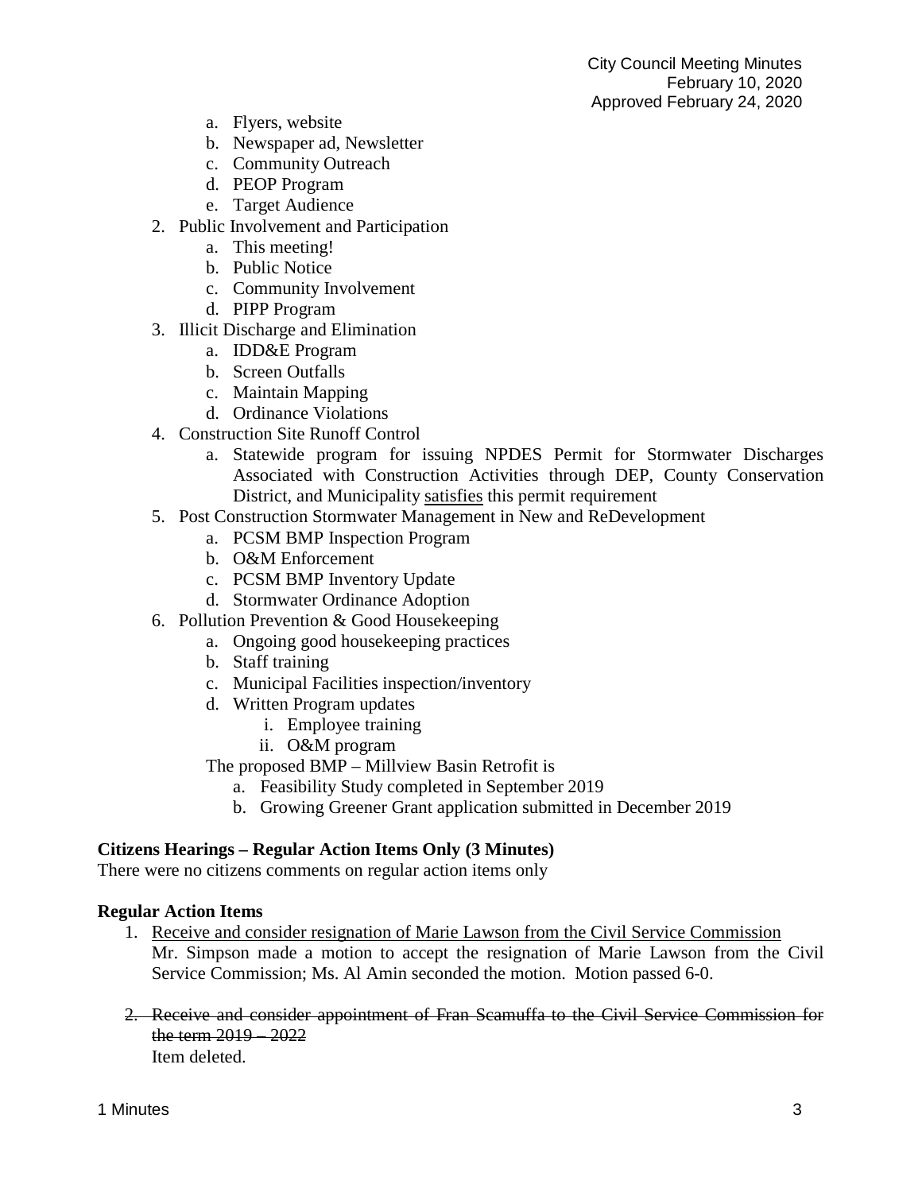a. Flyers, website
   b. Newspaper ad, Newsletter
   c. Community Outreach
   d. PEOP Program
   e. Target Audience

2. Public Involvement and Participation
   a. This meeting!
   b. Public Notice
   c. Community Involvement
   d. PIPP Program
3. Illicit Discharge and Elimination
   a. IDD&E Program
   b. Screen Outfalls
   c. Maintain Mapping
   d. Ordinance Violations
4. Construction Site Runoff Control
   a. Statewide program for issuing NPDES Permit for Stormwater Discharges Associated with Construction Activities through DEP, County Conservation District, and Municipality <u>satisfies</u> this permit requirement
5. Post Construction Stormwater Management in New and ReDevelopment
   a. PCSM BMP Inspection Program
   b. O&M Enforcement
   c. PCSM BMP Inventory Update
   d. Stormwater Ordinance Adoption
6. Pollution Prevention & Good Housekeeping
   a. Ongoing good housekeeping practices
   b. Staff training
   c. Municipal Facilities inspection/inventory
   d. Written Program updates
      i. Employee training
      ii. O&M program

   The proposed BMP – Millview Basin Retrofit is
   a. Feasibility Study completed in September 2019
   b. Growing Greener Grant application submitted in December 2019

**Citizens Hearings – Regular Action Items Only (3 Minutes)**

There were no citizens comments on regular action items only

**Regular Action Items**

1. <u>Receive and consider resignation of Marie Lawson from the Civil Service Commission</u>
   Mr. Simpson made a motion to accept the resignation of Marie Lawson from the Civil Service Commission; Ms. Al Amin seconded the motion. Motion passed 6-0.

2. ~~Receive and consider appointment of Fran Scamuffa to the Civil Service Commission for the term 2019 – 2022~~
   Item deleted.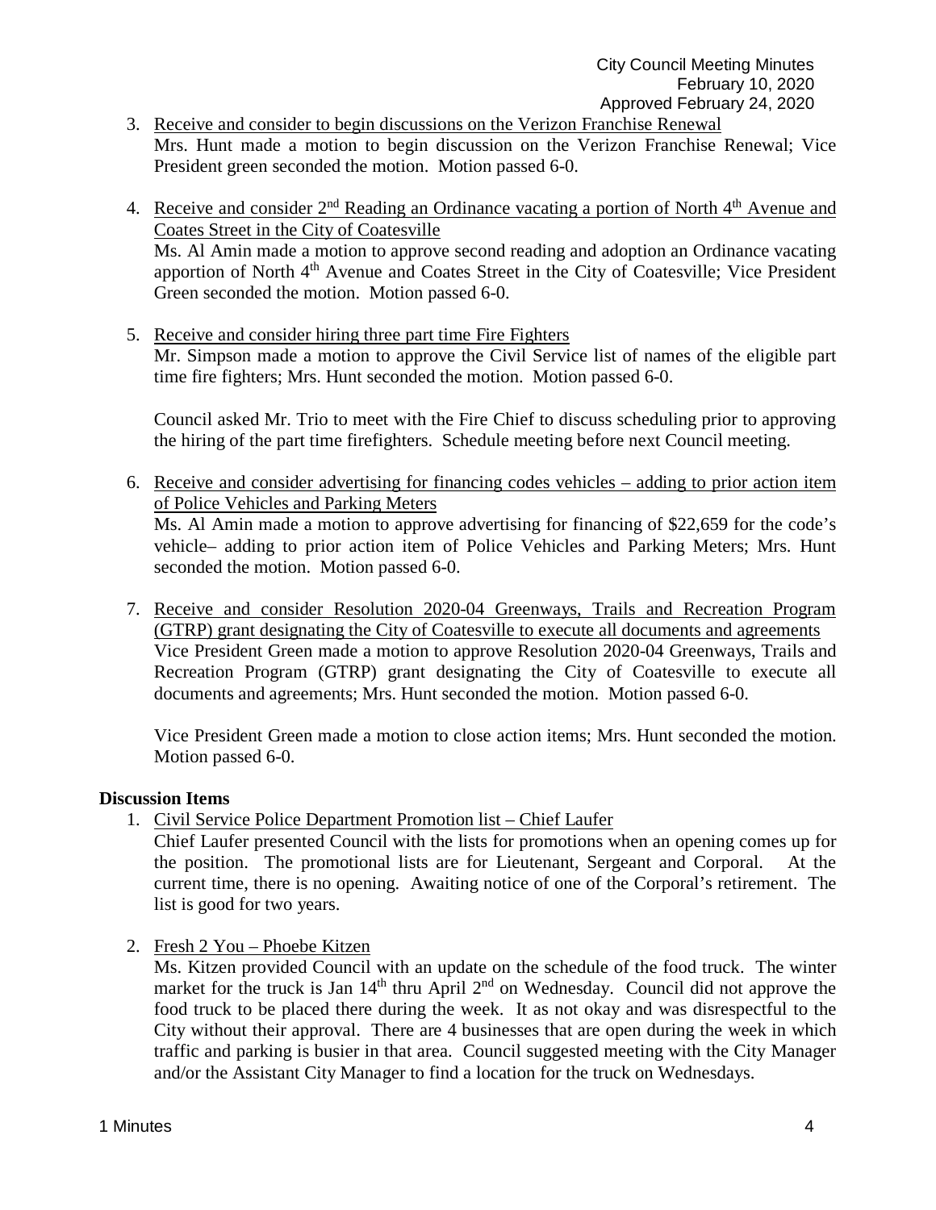3. <u>Receive and consider to begin discussions on the Verizon Franchise Renewal</u>
   Mrs. Hunt made a motion to begin discussion on the Verizon Franchise Renewal; Vice President green seconded the motion. Motion passed 6-0.

4. <u>Receive and consider 2nd Reading an Ordinance vacating a portion of North 4th Avenue and Coates Street in the City of Coatesville</u>
   Ms. Al Amin made a motion to approve second reading and adoption an Ordinance vacating apportion of North 4th Avenue and Coates Street in the City of Coatesville; Vice President Green seconded the motion. Motion passed 6-0.

5. <u>Receive and consider hiring three part time Fire Fighters</u>
   Mr. Simpson made a motion to approve the Civil Service list of names of the eligible part time fire fighters; Mrs. Hunt seconded the motion. Motion passed 6-0.

   Council asked Mr. Trio to meet with the Fire Chief to discuss scheduling prior to approving the hiring of the part time firefighters. Schedule meeting before next Council meeting.

6. <u>Receive and consider advertising for financing codes vehicles – adding to prior action item of Police Vehicles and Parking Meters</u>
   Ms. Al Amin made a motion to approve advertising for financing of $22,659 for the code's vehicle– adding to prior action item of Police Vehicles and Parking Meters; Mrs. Hunt seconded the motion. Motion passed 6-0.

7. <u>Receive and consider Resolution 2020-04 Greenways, Trails and Recreation Program (GTRP) grant designating the City of Coatesville to execute all documents and agreements</u>
   Vice President Green made a motion to approve Resolution 2020-04 Greenways, Trails and Recreation Program (GTRP) grant designating the City of Coatesville to execute all documents and agreements; Mrs. Hunt seconded the motion. Motion passed 6-0.

   Vice President Green made a motion to close action items; Mrs. Hunt seconded the motion. Motion passed 6-0.

**Discussion Items**

1. <u>Civil Service Police Department Promotion list – Chief Laufer</u>
   Chief Laufer presented Council with the lists for promotions when an opening comes up for the position. The promotional lists are for Lieutenant, Sergeant and Corporal. At the current time, there is no opening. Awaiting notice of one of the Corporal's retirement. The list is good for two years.

2. <u>Fresh 2 You – Phoebe Kitzen</u>
   Ms. Kitzen provided Council with an update on the schedule of the food truck. The winter market for the truck is Jan 14th thru April 2nd on Wednesday. Council did not approve the food truck to be placed there during the week. It as not okay and was disrespectful to the City without their approval. There are 4 businesses that are open during the week in which traffic and parking is busier in that area. Council suggested meeting with the City Manager and/or the Assistant City Manager to find a location for the truck on Wednesdays.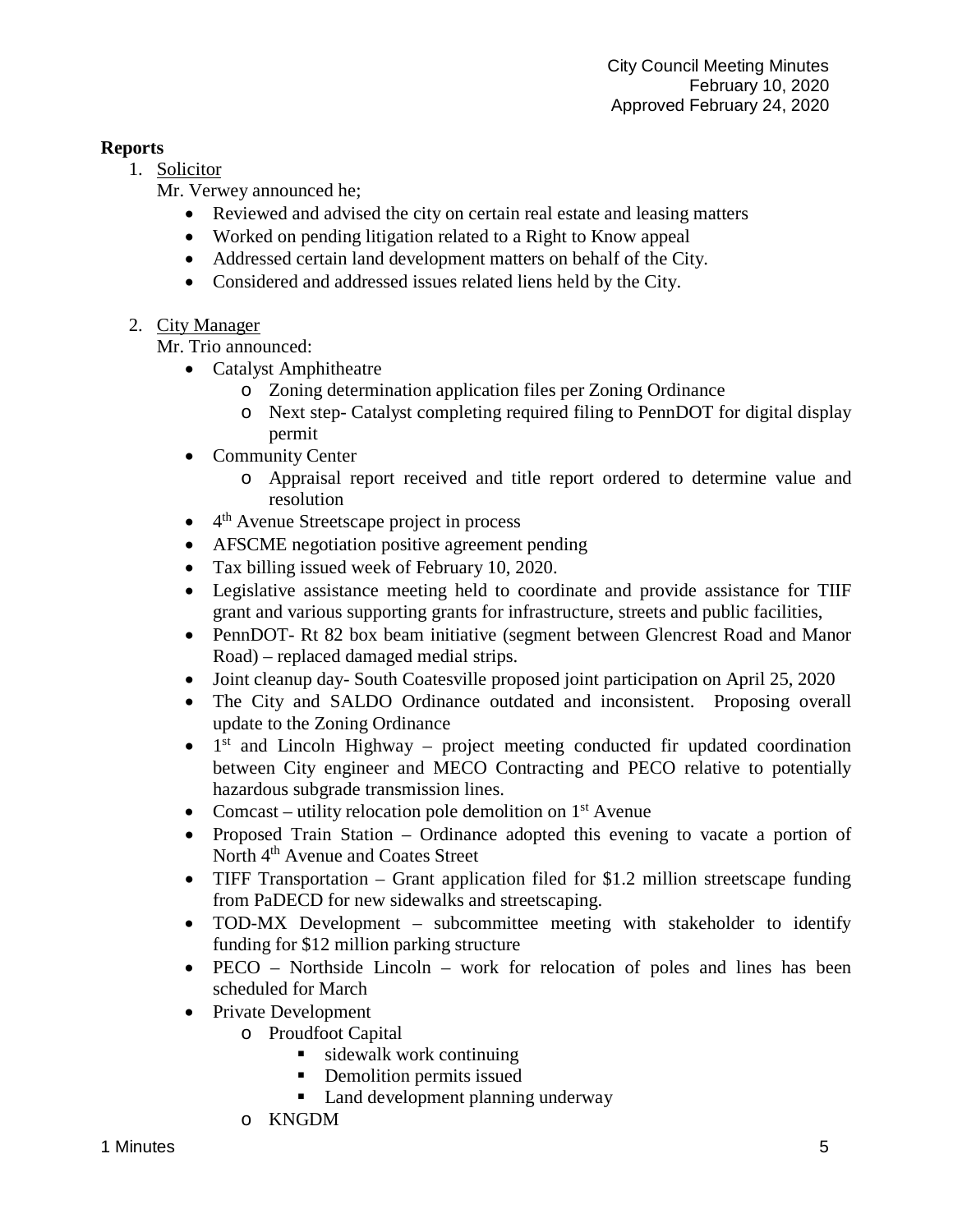**Reports**

1. Solicitor

   Mr. Verwey announced he;

   - Reviewed and advised the city on certain real estate and leasing matters
   - Worked on pending litigation related to a Right to Know appeal
   - Addressed certain land development matters on behalf of the City.
   - Considered and addressed issues related liens held by the City.

2. City Manager

   Mr. Trio announced:

   - Catalyst Amphitheatre
     - Zoning determination application files per Zoning Ordinance
     - Next step- Catalyst completing required filing to PennDOT for digital display permit
   - Community Center
     - Appraisal report received and title report ordered to determine value and resolution
   - 4th Avenue Streetscape project in process
   - AFSCME negotiation positive agreement pending
   - Tax billing issued week of February 10, 2020.
   - Legislative assistance meeting held to coordinate and provide assistance for TIIF grant and various supporting grants for infrastructure, streets and public facilities,
   - PennDOT- Rt 82 box beam initiative (segment between Glencrest Road and Manor Road) – replaced damaged medial strips.
   - Joint cleanup day- South Coatesville proposed joint participation on April 25, 2020
   - The City and SALDO Ordinance outdated and inconsistent. Proposing overall update to the Zoning Ordinance
   - 1st and Lincoln Highway – project meeting conducted fir updated coordination between City engineer and MECO Contracting and PECO relative to potentially hazardous subgrade transmission lines.
   - Comcast – utility relocation pole demolition on 1st Avenue
   - Proposed Train Station – Ordinance adopted this evening to vacate a portion of North 4th Avenue and Coates Street
   - TIFF Transportation – Grant application filed for $1.2 million streetscape funding from PaDECD for new sidewalks and streetscaping.
   - TOD-MX Development – subcommittee meeting with stakeholder to identify funding for $12 million parking structure
   - PECO – Northside Lincoln – work for relocation of poles and lines has been scheduled for March
   - Private Development
     - Proudfoot Capital
       - sidewalk work continuing
       - Demolition permits issued
       - Land development planning underway
     - KNGDM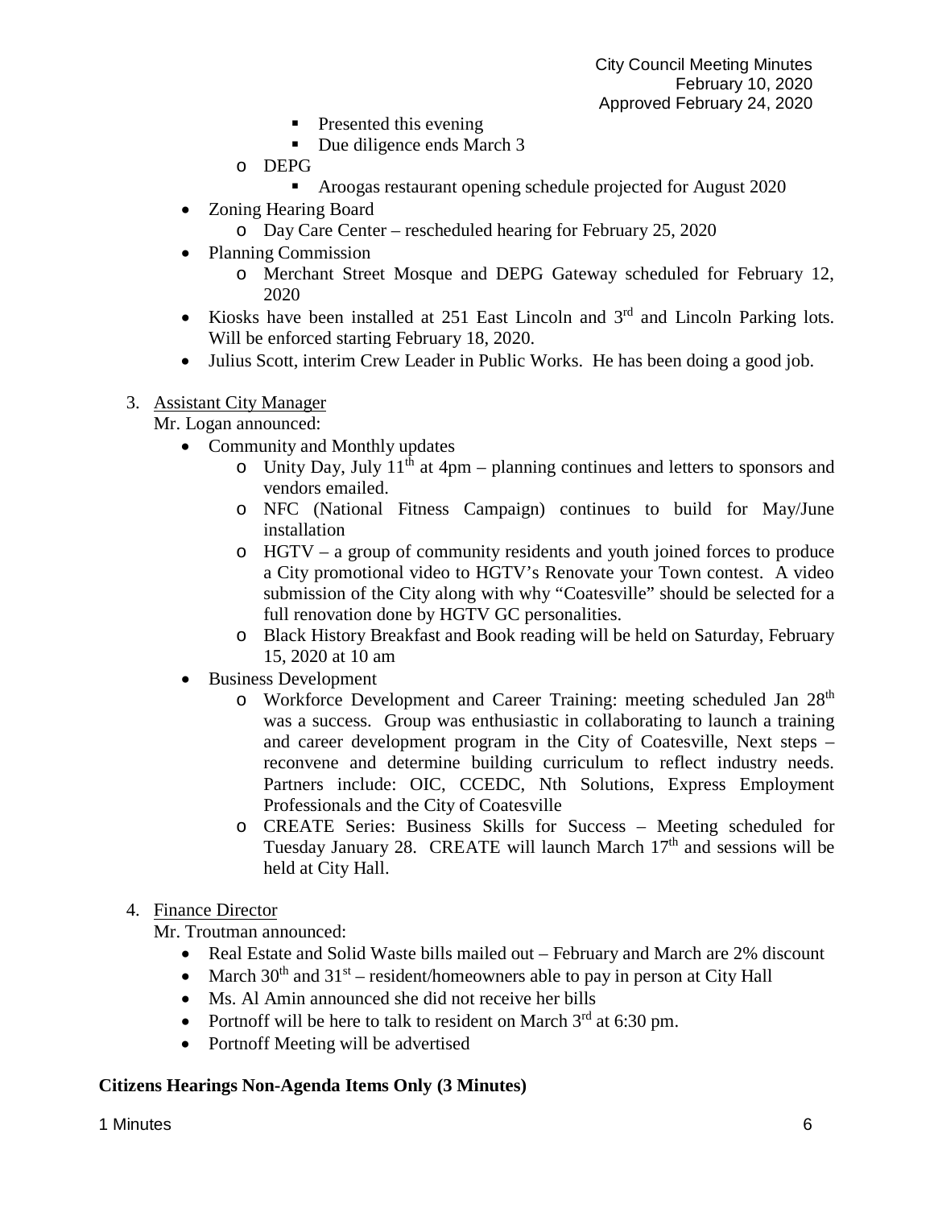- Presented this evening
        - Due diligence ends March 3
    - DEPG
        - Aroogas restaurant opening schedule projected for August 2020
- Zoning Hearing Board
    - Day Care Center – rescheduled hearing for February 25, 2020
- Planning Commission
    - Merchant Street Mosque and DEPG Gateway scheduled for February 12, 2020
- Kiosks have been installed at 251 East Lincoln and 3rd and Lincoln Parking lots. Will be enforced starting February 18, 2020.
- Julius Scott, interim Crew Leader in Public Works. He has been doing a good job.

3. Assistant City Manager

Mr. Logan announced:

- Community and Monthly updates
    - Unity Day, July 11th at 4pm – planning continues and letters to sponsors and vendors emailed.
    - NFC (National Fitness Campaign) continues to build for May/June installation
    - HGTV – a group of community residents and youth joined forces to produce a City promotional video to HGTV's Renovate your Town contest. A video submission of the City along with why "Coatesville" should be selected for a full renovation done by HGTV GC personalities.
    - Black History Breakfast and Book reading will be held on Saturday, February 15, 2020 at 10 am
- Business Development
    - Workforce Development and Career Training: meeting scheduled Jan 28th was a success. Group was enthusiastic in collaborating to launch a training and career development program in the City of Coatesville, Next steps – reconvene and determine building curriculum to reflect industry needs. Partners include: OIC, CCEDC, Nth Solutions, Express Employment Professionals and the City of Coatesville
    - CREATE Series: Business Skills for Success – Meeting scheduled for Tuesday January 28. CREATE will launch March 17th and sessions will be held at City Hall.

4. Finance Director

Mr. Troutman announced:

- Real Estate and Solid Waste bills mailed out – February and March are 2% discount
- March 30th and 31st – resident/homeowners able to pay in person at City Hall
- Ms. Al Amin announced she did not receive her bills
- Portnoff will be here to talk to resident on March 3rd at 6:30 pm.
- Portnoff Meeting will be advertised

**Citizens Hearings Non-Agenda Items Only (3 Minutes)**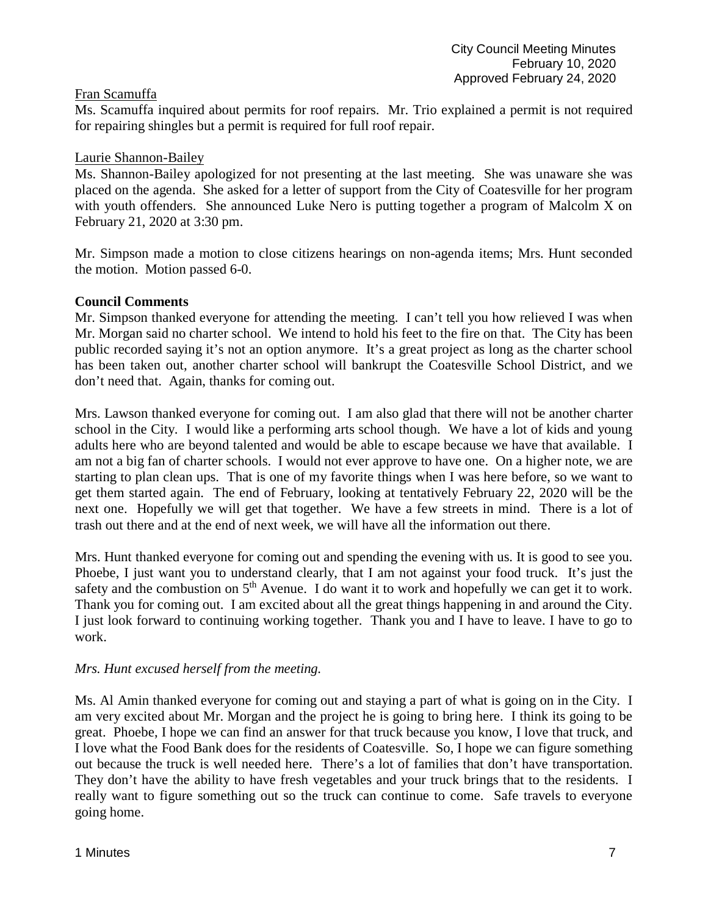Fran Scamuffa

Ms. Scamuffa inquired about permits for roof repairs. Mr. Trio explained a permit is not required for repairing shingles but a permit is required for full roof repair.

Laurie Shannon-Bailey

Ms. Shannon-Bailey apologized for not presenting at the last meeting. She was unaware she was placed on the agenda. She asked for a letter of support from the City of Coatesville for her program with youth offenders. She announced Luke Nero is putting together a program of Malcolm X on February 21, 2020 at 3:30 pm.

Mr. Simpson made a motion to close citizens hearings on non-agenda items; Mrs. Hunt seconded the motion. Motion passed 6-0.

**Council Comments**

Mr. Simpson thanked everyone for attending the meeting. I can't tell you how relieved I was when Mr. Morgan said no charter school. We intend to hold his feet to the fire on that. The City has been public recorded saying it's not an option anymore. It's a great project as long as the charter school has been taken out, another charter school will bankrupt the Coatesville School District, and we don't need that. Again, thanks for coming out.

Mrs. Lawson thanked everyone for coming out. I am also glad that there will not be another charter school in the City. I would like a performing arts school though. We have a lot of kids and young adults here who are beyond talented and would be able to escape because we have that available. I am not a big fan of charter schools. I would not ever approve to have one. On a higher note, we are starting to plan clean ups. That is one of my favorite things when I was here before, so we want to get them started again. The end of February, looking at tentatively February 22, 2020 will be the next one. Hopefully we will get that together. We have a few streets in mind. There is a lot of trash out there and at the end of next week, we will have all the information out there.

Mrs. Hunt thanked everyone for coming out and spending the evening with us. It is good to see you. Phoebe, I just want you to understand clearly, that I am not against your food truck. It's just the safety and the combustion on 5th Avenue. I do want it to work and hopefully we can get it to work. Thank you for coming out. I am excited about all the great things happening in and around the City. I just look forward to continuing working together. Thank you and I have to leave. I have to go to work.

*Mrs. Hunt excused herself from the meeting.*

Ms. Al Amin thanked everyone for coming out and staying a part of what is going on in the City. I am very excited about Mr. Morgan and the project he is going to bring here. I think its going to be great. Phoebe, I hope we can find an answer for that truck because you know, I love that truck, and I love what the Food Bank does for the residents of Coatesville. So, I hope we can figure something out because the truck is well needed here. There's a lot of families that don't have transportation. They don't have the ability to have fresh vegetables and your truck brings that to the residents. I really want to figure something out so the truck can continue to come. Safe travels to everyone going home.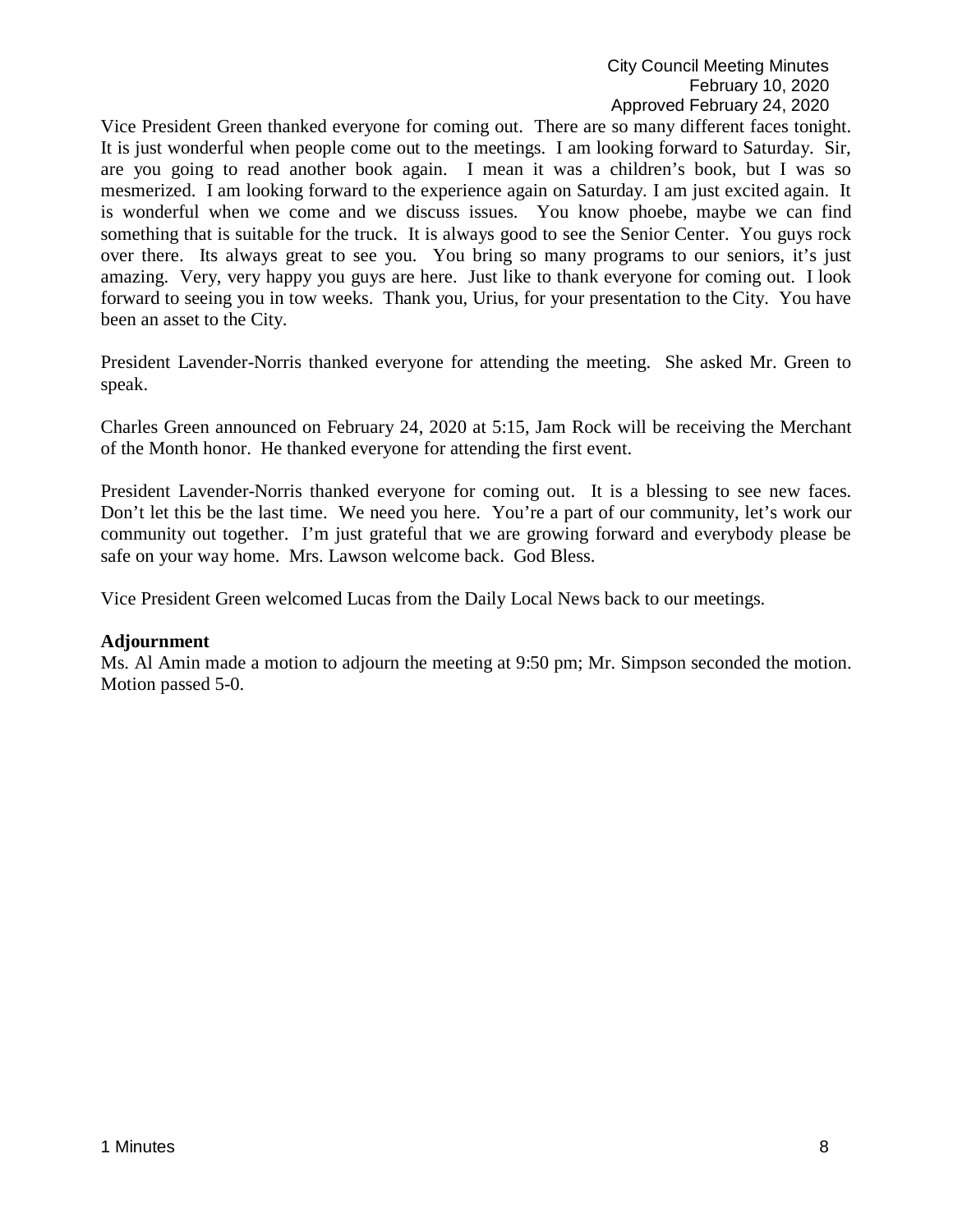Vice President Green thanked everyone for coming out. There are so many different faces tonight. It is just wonderful when people come out to the meetings. I am looking forward to Saturday. Sir, are you going to read another book again. I mean it was a children's book, but I was so mesmerized. I am looking forward to the experience again on Saturday. I am just excited again. It is wonderful when we come and we discuss issues. You know phoebe, maybe we can find something that is suitable for the truck. It is always good to see the Senior Center. You guys rock over there. Its always great to see you. You bring so many programs to our seniors, it's just amazing. Very, very happy you guys are here. Just like to thank everyone for coming out. I look forward to seeing you in tow weeks. Thank you, Urius, for your presentation to the City. You have been an asset to the City.

President Lavender-Norris thanked everyone for attending the meeting. She asked Mr. Green to speak.

Charles Green announced on February 24, 2020 at 5:15, Jam Rock will be receiving the Merchant of the Month honor. He thanked everyone for attending the first event.

President Lavender-Norris thanked everyone for coming out. It is a blessing to see new faces. Don't let this be the last time. We need you here. You're a part of our community, let's work our community out together. I'm just grateful that we are growing forward and everybody please be safe on your way home. Mrs. Lawson welcome back. God Bless.

Vice President Green welcomed Lucas from the Daily Local News back to our meetings.

**Adjournment**

Ms. Al Amin made a motion to adjourn the meeting at 9:50 pm; Mr. Simpson seconded the motion. Motion passed 5-0.